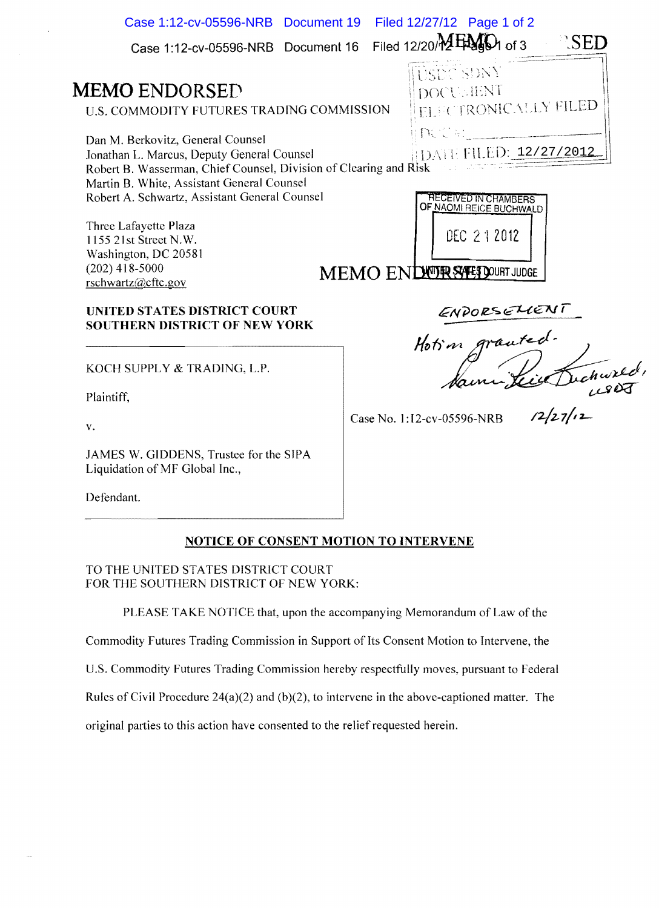MEMO ENDORSED

U.S. COMMODITY FUTURES TRADING COMMISSION

Dan M. Berkovitz, General Counsel
Jonathan L. Marcus, Deputy General Counsel
Robert B. Wasserman, Chief Counsel, Division of Clearing and Risk
Martin B. White, Assistant General Counsel
Robert A. Schwartz, Assistant General Counsel

Three Lafayette Plaza
1155 21st Street N.W.
Washington, DC 20581
(202) 418-5000
rschwartz@cftc.gov

USDC SDNY
DOCUMENT
ELECTRONICALLY FILED
DOC #:
DATE FILED: 12/27/2012

RECEIVED IN CHAMBERS OF NAOMI REICE BUCHWALD
DEC 21 2012
UNITED STATES DISTRICT COURT JUDGE

MEMO ENDORSED

ENDORSEMENT

Motion granted.

Naomi Reice Buchwald, USDJ

12/27/12

**UNITED STATES DISTRICT COURT**
**SOUTHERN DISTRICT OF NEW YORK**

KOCH SUPPLY & TRADING, L.P.

Plaintiff,

v.

JAMES W. GIDDENS, Trustee for the SIPA Liquidation of MF Global Inc.,

Defendant.

Case No. 1:12-cv-05596-NRB

**NOTICE OF CONSENT MOTION TO INTERVENE**

TO THE UNITED STATES DISTRICT COURT
FOR THE SOUTHERN DISTRICT OF NEW YORK:

PLEASE TAKE NOTICE that, upon the accompanying Memorandum of Law of the Commodity Futures Trading Commission in Support of Its Consent Motion to Intervene, the U.S. Commodity Futures Trading Commission hereby respectfully moves, pursuant to Federal Rules of Civil Procedure 24(a)(2) and (b)(2), to intervene in the above-captioned matter. The original parties to this action have consented to the relief requested herein.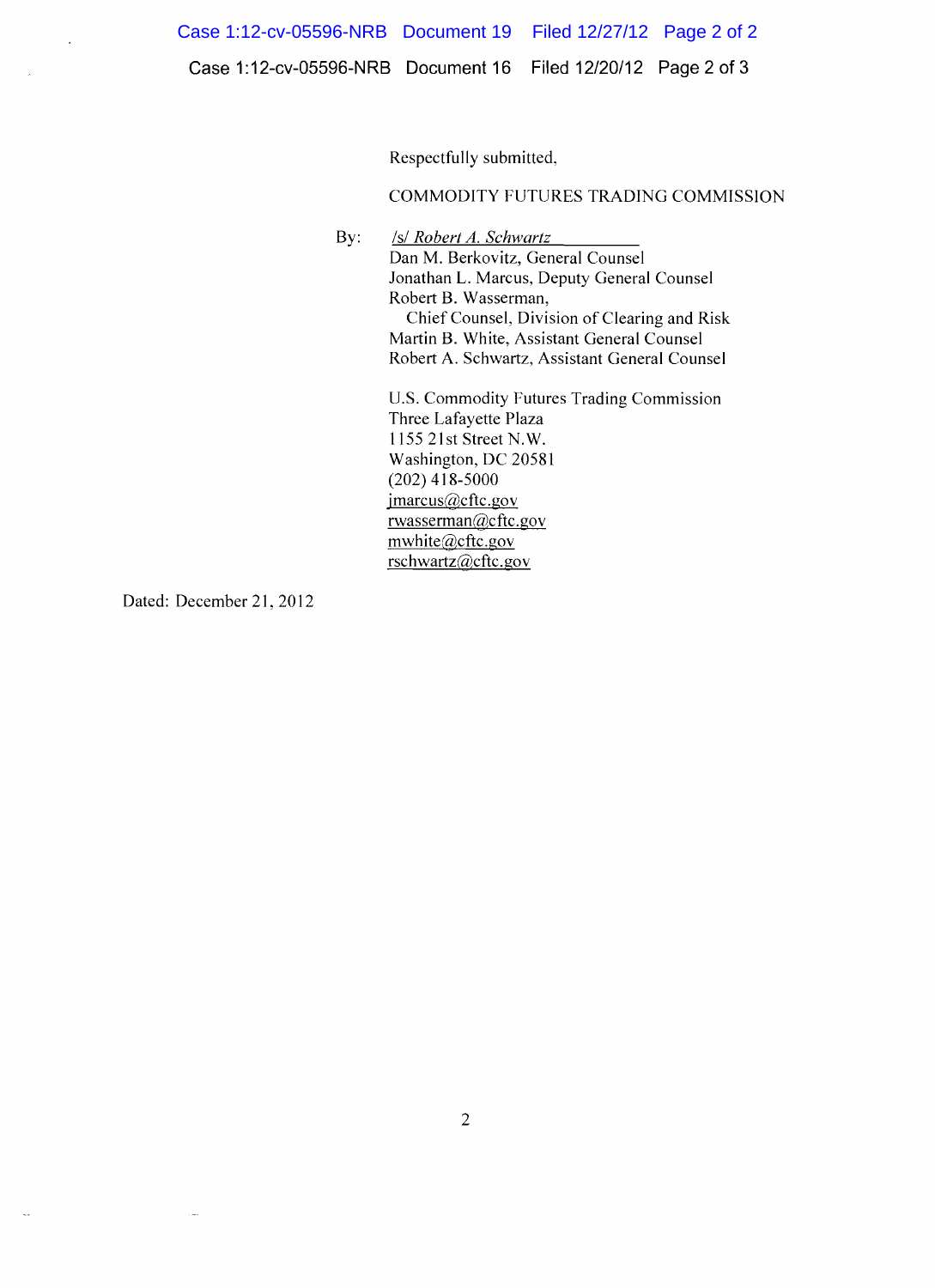Respectfully submitted,

COMMODITY FUTURES TRADING COMMISSION

By: */s/ Robert A. Schwartz*
Dan M. Berkovitz, General Counsel
Jonathan L. Marcus, Deputy General Counsel
Robert B. Wasserman,
Chief Counsel, Division of Clearing and Risk
Martin B. White, Assistant General Counsel
Robert A. Schwartz, Assistant General Counsel

U.S. Commodity Futures Trading Commission
Three Lafayette Plaza
1155 21st Street N.W.
Washington, DC 20581
(202) 418-5000
jmarcus@cftc.gov
rwasserman@cftc.gov
mwhite@cftc.gov
rschwartz@cftc.gov

Dated: December 21, 2012